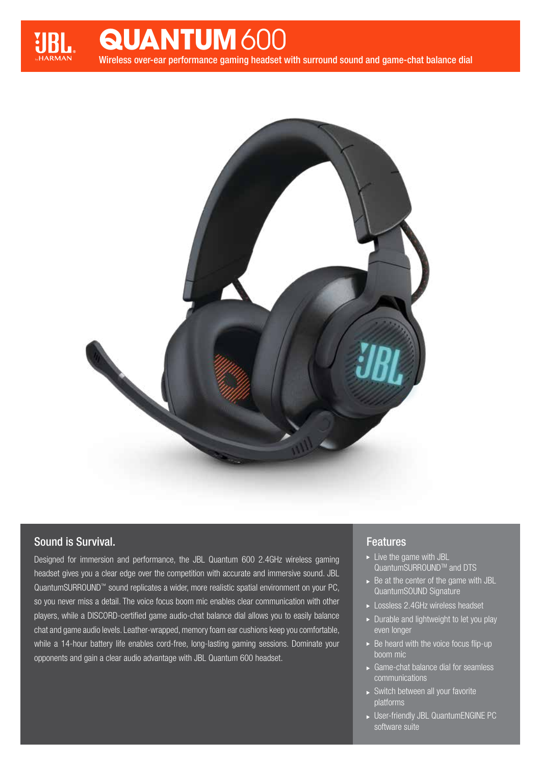# QUANTUM 600

Wireless over-ear performance gaming headset with surround sound and game-chat balance dial

## Sound is Survival.

Designed for immersion and performance, the JBL Quantum 600 2.4GHz wireless gaming headset gives you a clear edge over the competition with accurate and immersive sound. JBL QuantumSURROUND™ sound replicates a wider, more realistic spatial environment on your PC, so you never miss a detail. The voice focus boom mic enables clear communication with other players, while a DISCORD-certified game audio-chat balance dial allows you to easily balance chat and game audio levels. Leather-wrapped, memory foam ear cushions keep you comfortable, while a 14-hour battery life enables cord-free, long-lasting gaming sessions. Dominate your opponents and gain a clear audio advantage with JBL Quantum 600 headset.

## Features

- Live the game with JBL QuantumSURROUND™ and DTS
- Be at the center of the game with JBL QuantumSOUND Signature
- Lossless 2.4GHz wireless headset
- Durable and lightweight to let you play even longer
- Be heard with the voice focus flip-up boom mic
- Game-chat balance dial for seamless communications
- Switch between all your favorite platforms
- User-friendly JBL QuantumENGINE PC software suite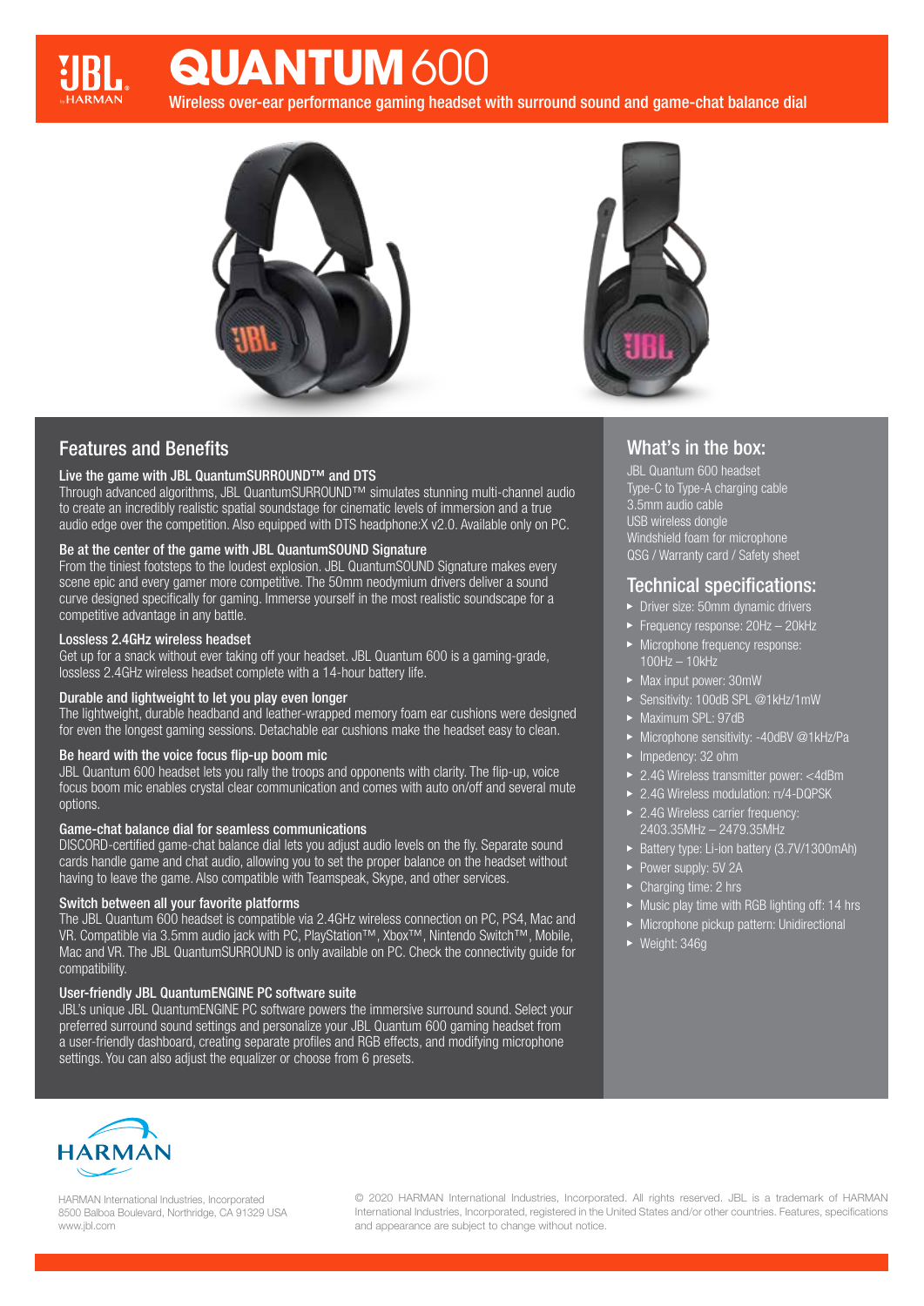# QUANTUM 600

Wireless over-ear performance gaming headset with surround sound and game-chat balance dial

## Features and Benefits

### Live the game with JBL QuantumSURROUND™ and DTS

Through advanced algorithms, JBL QuantumSURROUND™ simulates stunning multi-channel audio to create an incredibly realistic spatial soundstage for cinematic levels of immersion and a true audio edge over the competition. Also equipped with DTS headphone:X v2.0. Available only on PC.

### Be at the center of the game with JBL QuantumSOUND Signature

From the tiniest footsteps to the loudest explosion. JBL QuantumSOUND Signature makes every scene epic and every gamer more competitive. The 50mm neodymium drivers deliver a sound curve designed specifically for gaming. Immerse yourself in the most realistic soundscape for a competitive advantage in any battle.

### Lossless 2.4GHz wireless headset

Get up for a snack without ever taking off your headset. JBL Quantum 600 is a gaming-grade, lossless 2.4GHz wireless headset complete with a 14-hour battery life.

### Durable and lightweight to let you play even longer

The lightweight, durable headband and leather-wrapped memory foam ear cushions were designed for even the longest gaming sessions. Detachable ear cushions make the headset easy to clean.

### Be heard with the voice focus flip-up boom mic

JBL Quantum 600 headset lets you rally the troops and opponents with clarity. The flip-up, voice focus boom mic enables crystal clear communication and comes with auto on/off and several mute options.

### Game-chat balance dial for seamless communications

DISCORD-certified game-chat balance dial lets you adjust audio levels on the fly. Separate sound cards handle game and chat audio, allowing you to set the proper balance on the headset without having to leave the game. Also compatible with Teamspeak, Skype, and other services.

### Switch between all your favorite platforms

The JBL Quantum 600 headset is compatible via 2.4GHz wireless connection on PC, PS4, Mac and VR. Compatible via 3.5mm audio jack with PC, PlayStation™, Xbox™, Nintendo Switch™, Mobile, Mac and VR. The JBL QuantumSURROUND is only available on PC. Check the connectivity guide for compatibility.

### User-friendly JBL QuantumENGINE PC software suite

JBL's unique JBL QuantumENGINE PC software powers the immersive surround sound. Select your preferred surround sound settings and personalize your JBL Quantum 600 gaming headset from a user-friendly dashboard, creating separate profiles and RGB effects, and modifying microphone settings. You can also adjust the equalizer or choose from 6 presets.

## What's in the box:

JBL Quantum 600 headset
Type-C to Type-A charging cable
3.5mm audio cable
USB wireless dongle
Windshield foam for microphone
QSG / Warranty card / Safety sheet

## Technical specifications:

- Driver size: 50mm dynamic drivers
- Frequency response: 20Hz – 20kHz
- Microphone frequency response: 100Hz – 10kHz
- Max input power: 30mW
- Sensitivity: 100dB SPL @1kHz/1mW
- Maximum SPL: 97dB
- Microphone sensitivity: -40dBV @1kHz/Pa
- Impedency: 32 ohm
- 2.4G Wireless transmitter power: <4dBm
- 2.4G Wireless modulation: π/4-DQPSK
- 2.4G Wireless carrier frequency: 2403.35MHz – 2479.35MHz
- Battery type: Li-ion battery (3.7V/1300mAh)
- Power supply: 5V 2A
- Charging time: 2 hrs
- Music play time with RGB lighting off: 14 hrs
- Microphone pickup pattern: Unidirectional
- Weight: 346g

HARMAN International Industries, Incorporated
8500 Balboa Boulevard, Northridge, CA 91329 USA
www.jbl.com

© 2020 HARMAN International Industries, Incorporated. All rights reserved. JBL is a trademark of HARMAN International Industries, Incorporated, registered in the United States and/or other countries. Features, specifications and appearance are subject to change without notice.